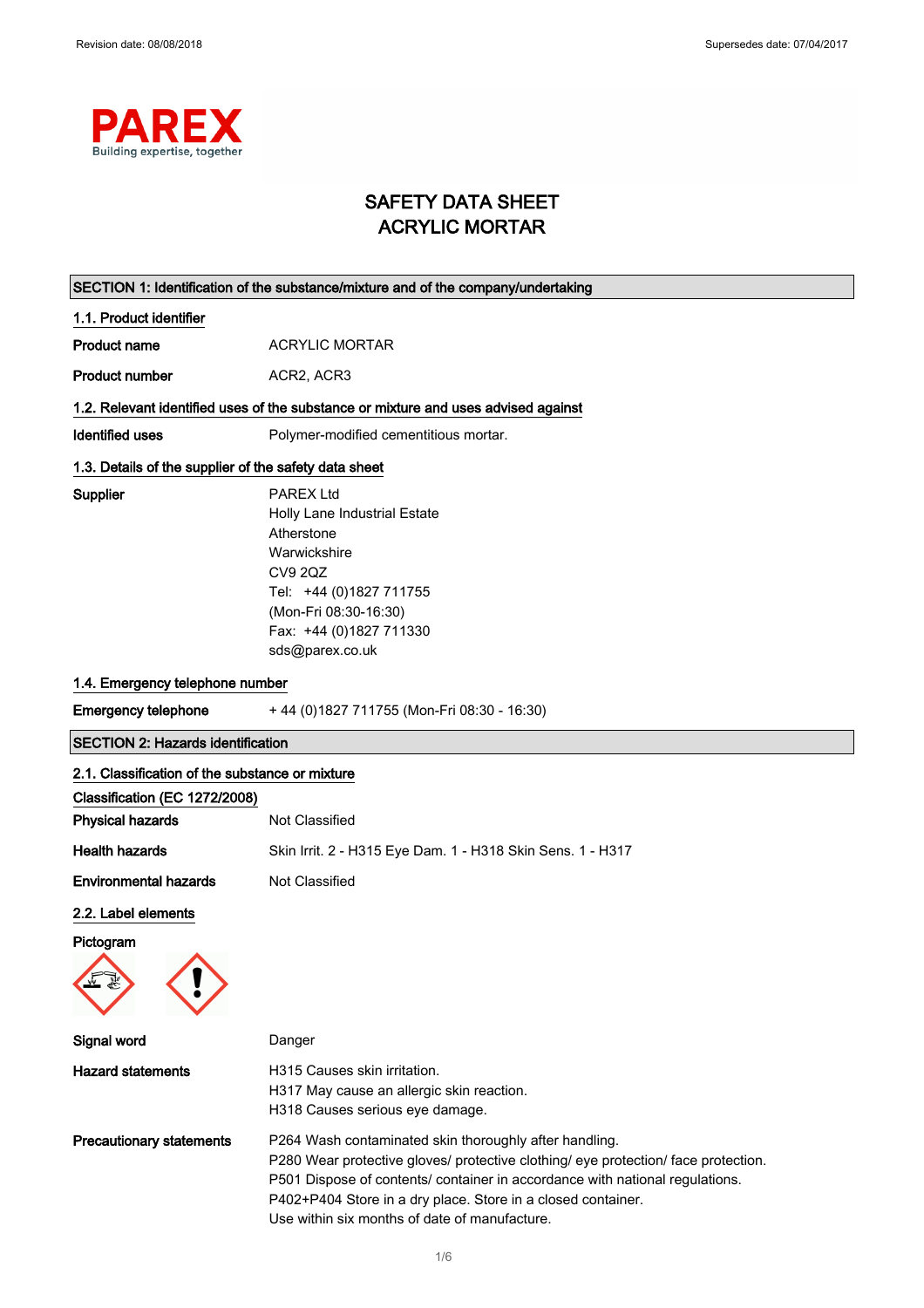Revision date: 08/08/2018

Supersedes date: 07/04/2017

# SAFETY DATA SHEET
# ACRYLIC MORTAR

## SECTION 1: Identification of the substance/mixture and of the company/undertaking

### 1.1. Product identifier

**Product name** ACRYLIC MORTAR

**Product number** ACR2, ACR3

### 1.2. Relevant identified uses of the substance or mixture and uses advised against

**Identified uses** Polymer-modified cementitious mortar.

### 1.3. Details of the supplier of the safety data sheet

**Supplier**
PAREX Ltd
Holly Lane Industrial Estate
Atherstone
Warwickshire
CV9 2QZ
Tel: +44 (0)1827 711755
(Mon-Fri 08:30-16:30)
Fax: +44 (0)1827 711330
sds@parex.co.uk

### 1.4. Emergency telephone number

**Emergency telephone** + 44 (0)1827 711755 (Mon-Fri 08:30 - 16:30)

## SECTION 2: Hazards identification

### 2.1. Classification of the substance or mixture

**Classification (EC 1272/2008)**

**Physical hazards** Not Classified

**Health hazards** Skin Irrit. 2 - H315 Eye Dam. 1 - H318 Skin Sens. 1 - H317

**Environmental hazards** Not Classified

### 2.2. Label elements

**Pictogram**

**Signal word** Danger

**Hazard statements**
H315 Causes skin irritation.
H317 May cause an allergic skin reaction.
H318 Causes serious eye damage.

**Precautionary statements**
P264 Wash contaminated skin thoroughly after handling.
P280 Wear protective gloves/ protective clothing/ eye protection/ face protection.
P501 Dispose of contents/ container in accordance with national regulations.
P402+P404 Store in a dry place. Store in a closed container.
Use within six months of date of manufacture.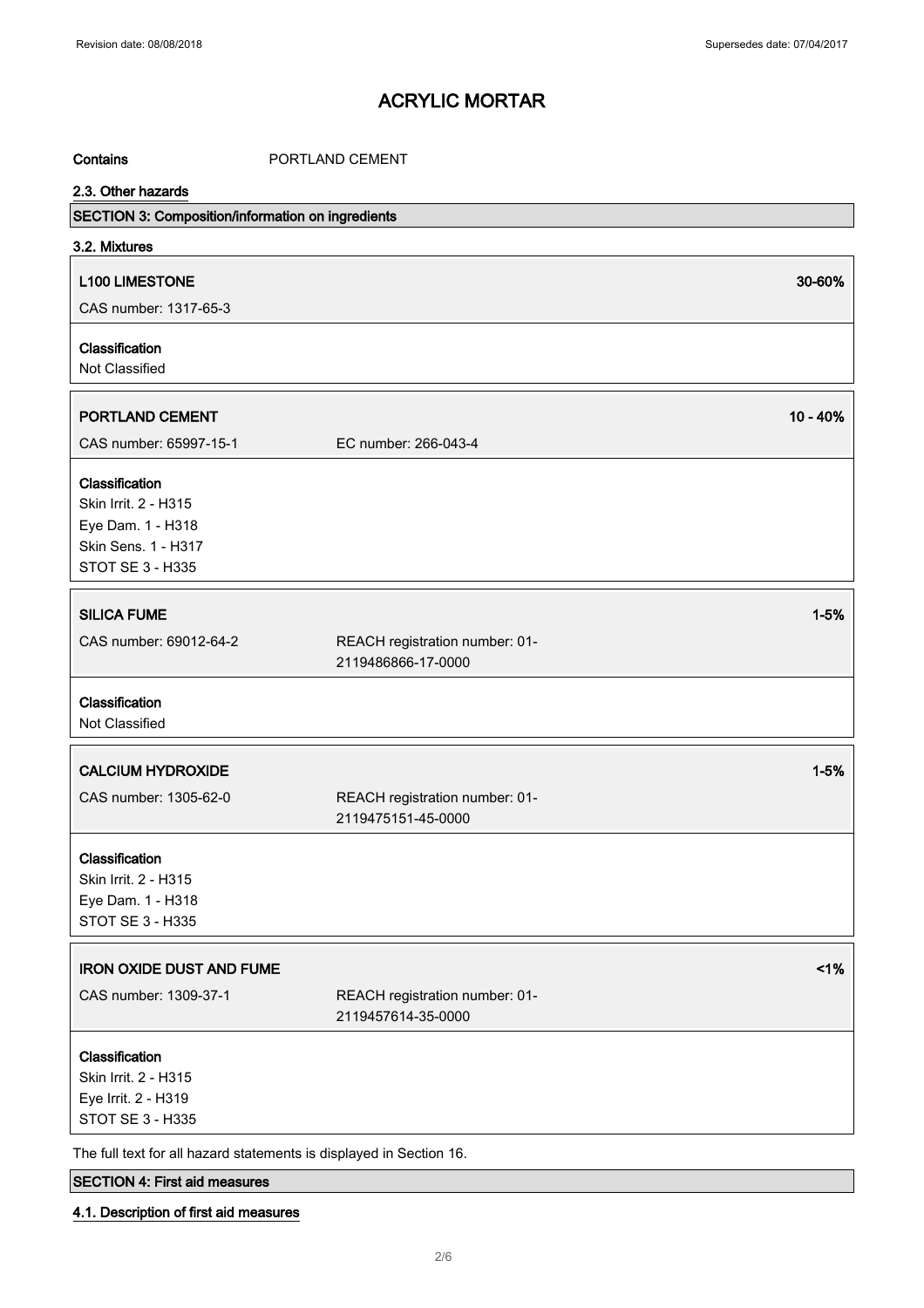**Contains** PORTLAND CEMENT

### 2.3. Other hazards

## SECTION 3: Composition/information on ingredients

### 3.2. Mixtures

**L100 LIMESTONE** 30-60%

CAS number: 1317-65-3

**Classification**
Not Classified

**PORTLAND CEMENT** 10 - 40%

CAS number: 65997-15-1 EC number: 266-043-4

**Classification**
Skin Irrit. 2 - H315
Eye Dam. 1 - H318
Skin Sens. 1 - H317
STOT SE 3 - H335

**SILICA FUME** 1-5%

CAS number: 69012-64-2 REACH registration number: 01-2119486866-17-0000

**Classification**
Not Classified

**CALCIUM HYDROXIDE** 1-5%

CAS number: 1305-62-0 REACH registration number: 01-2119475151-45-0000

**Classification**
Skin Irrit. 2 - H315
Eye Dam. 1 - H318
STOT SE 3 - H335

**IRON OXIDE DUST AND FUME** <1%

CAS number: 1309-37-1 REACH registration number: 01-2119457614-35-0000

**Classification**
Skin Irrit. 2 - H315
Eye Irrit. 2 - H319
STOT SE 3 - H335

The full text for all hazard statements is displayed in Section 16.

## SECTION 4: First aid measures

### 4.1. Description of first aid measures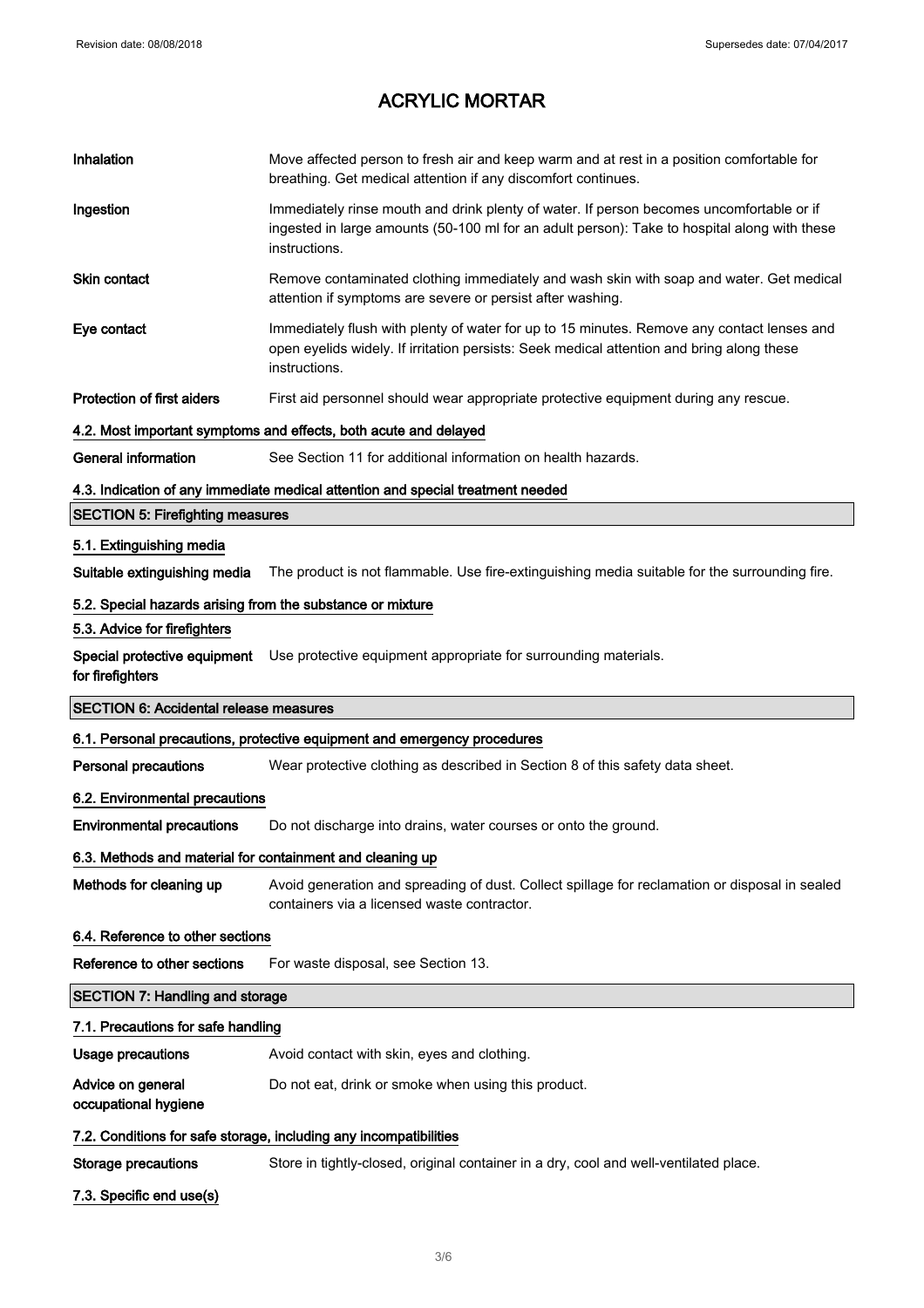# ACRYLIC MORTAR

**Inhalation** — Move affected person to fresh air and keep warm and at rest in a position comfortable for breathing. Get medical attention if any discomfort continues.

**Ingestion** — Immediately rinse mouth and drink plenty of water. If person becomes uncomfortable or if ingested in large amounts (50-100 ml for an adult person): Take to hospital along with these instructions.

**Skin contact** — Remove contaminated clothing immediately and wash skin with soap and water. Get medical attention if symptoms are severe or persist after washing.

**Eye contact** — Immediately flush with plenty of water for up to 15 minutes. Remove any contact lenses and open eyelids widely. If irritation persists: Seek medical attention and bring along these instructions.

**Protection of first aiders** — First aid personnel should wear appropriate protective equipment during any rescue.

### 4.2. Most important symptoms and effects, both acute and delayed

**General information** — See Section 11 for additional information on health hazards.

### 4.3. Indication of any immediate medical attention and special treatment needed

## SECTION 5: Firefighting measures

### 5.1. Extinguishing media

**Suitable extinguishing media** — The product is not flammable. Use fire-extinguishing media suitable for the surrounding fire.

### 5.2. Special hazards arising from the substance or mixture

### 5.3. Advice for firefighters

**Special protective equipment for firefighters** — Use protective equipment appropriate for surrounding materials.

## SECTION 6: Accidental release measures

### 6.1. Personal precautions, protective equipment and emergency procedures

**Personal precautions** — Wear protective clothing as described in Section 8 of this safety data sheet.

### 6.2. Environmental precautions

**Environmental precautions** — Do not discharge into drains, water courses or onto the ground.

### 6.3. Methods and material for containment and cleaning up

**Methods for cleaning up** — Avoid generation and spreading of dust. Collect spillage for reclamation or disposal in sealed containers via a licensed waste contractor.

### 6.4. Reference to other sections

**Reference to other sections** — For waste disposal, see Section 13.

## SECTION 7: Handling and storage

### 7.1. Precautions for safe handling

**Usage precautions** — Avoid contact with skin, eyes and clothing.

**Advice on general occupational hygiene** — Do not eat, drink or smoke when using this product.

### 7.2. Conditions for safe storage, including any incompatibilities

**Storage precautions** — Store in tightly-closed, original container in a dry, cool and well-ventilated place.

### 7.3. Specific end use(s)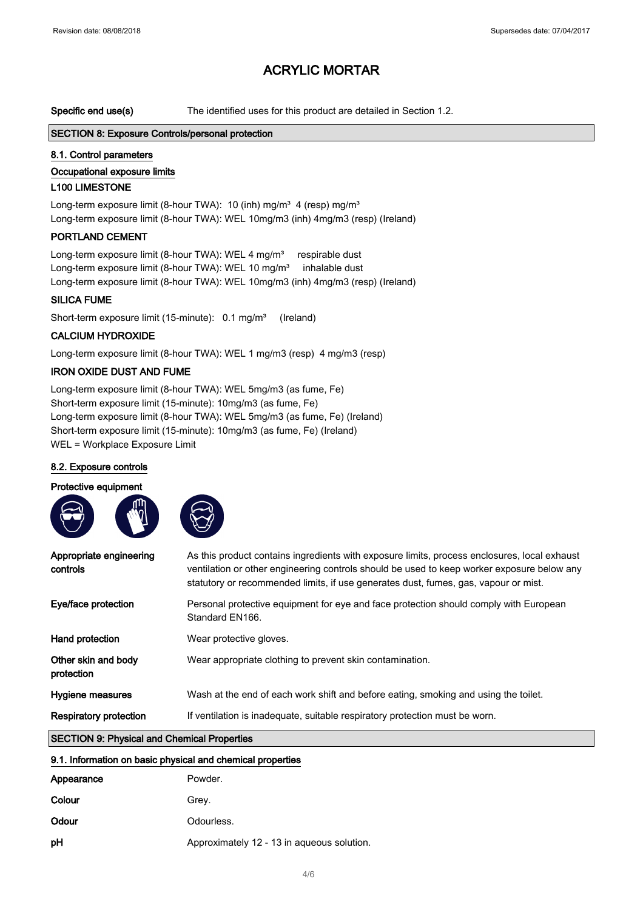# ACRYLIC MORTAR

| | |
|---|---|
| **Specific end use(s)** | The identified uses for this product are detailed in Section 1.2. |

## SECTION 8: Exposure Controls/personal protection

### 8.1. Control parameters

**Occupational exposure limits**

**L100 LIMESTONE**

Long-term exposure limit (8-hour TWA): 10 (inh) mg/m³ 4 (resp) mg/m³
Long-term exposure limit (8-hour TWA): WEL 10mg/m3 (inh) 4mg/m3 (resp) (Ireland)

**PORTLAND CEMENT**

Long-term exposure limit (8-hour TWA): WEL 4 mg/m³ respirable dust
Long-term exposure limit (8-hour TWA): WEL 10 mg/m³ inhalable dust
Long-term exposure limit (8-hour TWA): WEL 10mg/m3 (inh) 4mg/m3 (resp) (Ireland)

**SILICA FUME**

Short-term exposure limit (15-minute): 0.1 mg/m³ (Ireland)

**CALCIUM HYDROXIDE**

Long-term exposure limit (8-hour TWA): WEL 1 mg/m3 (resp) 4 mg/m3 (resp)

**IRON OXIDE DUST AND FUME**

Long-term exposure limit (8-hour TWA): WEL 5mg/m3 (as fume, Fe)
Short-term exposure limit (15-minute): 10mg/m3 (as fume, Fe)
Long-term exposure limit (8-hour TWA): WEL 5mg/m3 (as fume, Fe) (Ireland)
Short-term exposure limit (15-minute): 10mg/m3 (as fume, Fe) (Ireland)
WEL = Workplace Exposure Limit

### 8.2. Exposure controls

**Protective equipment**

| | |
|---|---|
| **Appropriate engineering controls** | As this product contains ingredients with exposure limits, process enclosures, local exhaust ventilation or other engineering controls should be used to keep worker exposure below any statutory or recommended limits, if use generates dust, fumes, gas, vapour or mist. |
| **Eye/face protection** | Personal protective equipment for eye and face protection should comply with European Standard EN166. |
| **Hand protection** | Wear protective gloves. |
| **Other skin and body protection** | Wear appropriate clothing to prevent skin contamination. |
| **Hygiene measures** | Wash at the end of each work shift and before eating, smoking and using the toilet. |
| **Respiratory protection** | If ventilation is inadequate, suitable respiratory protection must be worn. |

## SECTION 9: Physical and Chemical Properties

### 9.1. Information on basic physical and chemical properties

| | |
|---|---|
| **Appearance** | Powder. |
| **Colour** | Grey. |
| **Odour** | Odourless. |
| **pH** | Approximately 12 - 13 in aqueous solution. |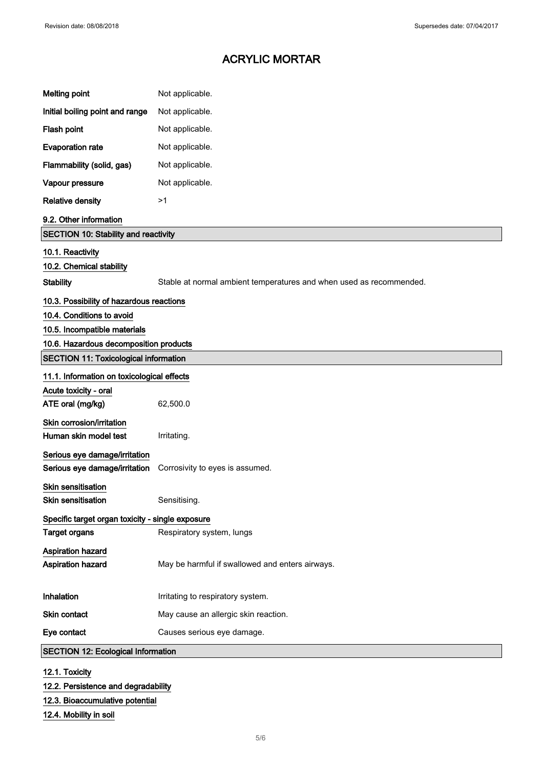| | |
|---|---|
| **Melting point** | Not applicable. |
| **Initial boiling point and range** | Not applicable. |
| **Flash point** | Not applicable. |
| **Evaporation rate** | Not applicable. |
| **Flammability (solid, gas)** | Not applicable. |
| **Vapour pressure** | Not applicable. |
| **Relative density** | >1 |

**9.2. Other information**

## SECTION 10: Stability and reactivity

**10.1. Reactivity**

**10.2. Chemical stability**

| | |
|---|---|
| **Stability** | Stable at normal ambient temperatures and when used as recommended. |

**10.3. Possibility of hazardous reactions**

**10.4. Conditions to avoid**

**10.5. Incompatible materials**

**10.6. Hazardous decomposition products**

## SECTION 11: Toxicological information

**11.1. Information on toxicological effects**

**Acute toxicity - oral**

| | |
|---|---|
| **ATE oral (mg/kg)** | 62,500.0 |

**Skin corrosion/irritation**

| | |
|---|---|
| **Human skin model test** | Irritating. |

**Serious eye damage/irritation**

| | |
|---|---|
| **Serious eye damage/irritation** | Corrosivity to eyes is assumed. |

**Skin sensitisation**

| | |
|---|---|
| **Skin sensitisation** | Sensitising. |

**Specific target organ toxicity - single exposure**

| | |
|---|---|
| **Target organs** | Respiratory system, lungs |

**Aspiration hazard**

| | |
|---|---|
| **Aspiration hazard** | May be harmful if swallowed and enters airways. |

| | |
|---|---|
| **Inhalation** | Irritating to respiratory system. |
| **Skin contact** | May cause an allergic skin reaction. |
| **Eye contact** | Causes serious eye damage. |

## SECTION 12: Ecological Information

**12.1. Toxicity**

**12.2. Persistence and degradability**

**12.3. Bioaccumulative potential**

**12.4. Mobility in soil**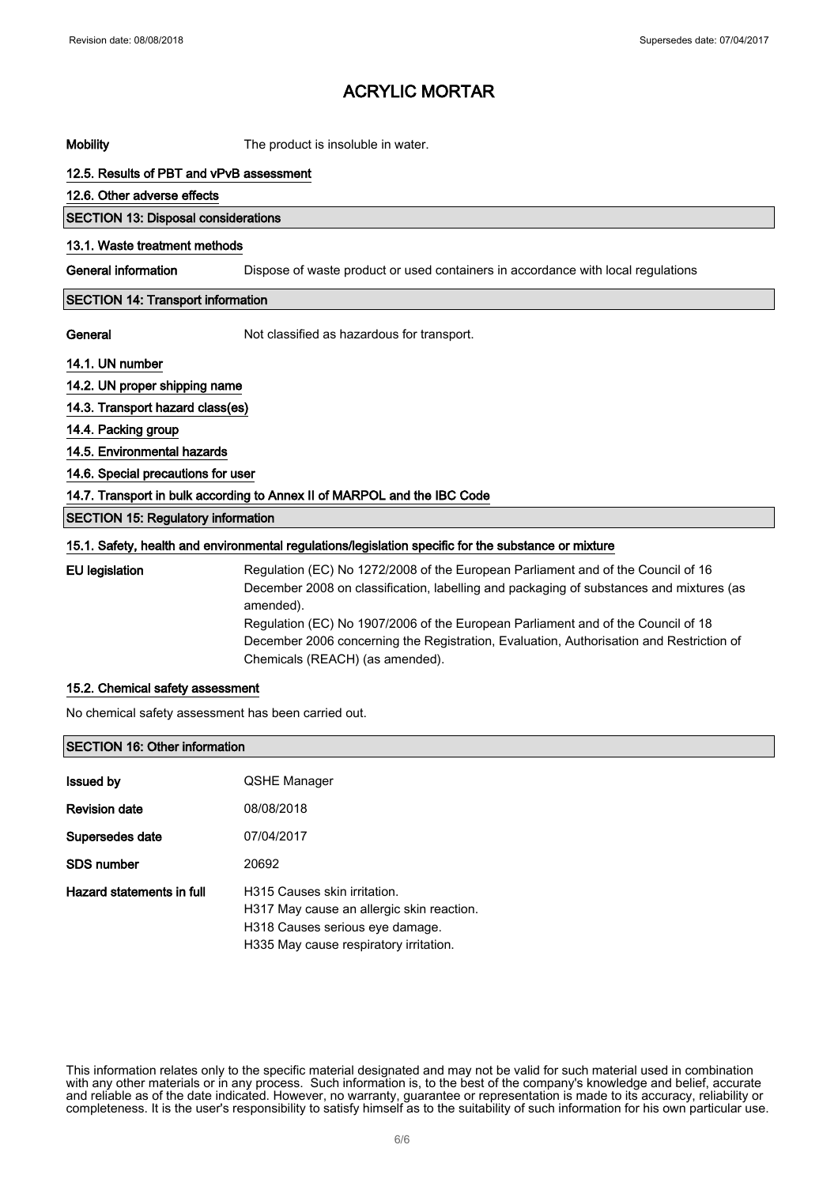# ACRYLIC MORTAR

**Mobility** The product is insoluble in water.

### 12.5. Results of PBT and vPvB assessment

### 12.6. Other adverse effects

## SECTION 13: Disposal considerations

### 13.1. Waste treatment methods

**General information** Dispose of waste product or used containers in accordance with local regulations

## SECTION 14: Transport information

**General** Not classified as hazardous for transport.

### 14.1. UN number

### 14.2. UN proper shipping name

### 14.3. Transport hazard class(es)

### 14.4. Packing group

### 14.5. Environmental hazards

### 14.6. Special precautions for user

### 14.7. Transport in bulk according to Annex II of MARPOL and the IBC Code

## SECTION 15: Regulatory information

### 15.1. Safety, health and environmental regulations/legislation specific for the substance or mixture

**EU legislation** Regulation (EC) No 1272/2008 of the European Parliament and of the Council of 16 December 2008 on classification, labelling and packaging of substances and mixtures (as amended).
Regulation (EC) No 1907/2006 of the European Parliament and of the Council of 18 December 2006 concerning the Registration, Evaluation, Authorisation and Restriction of Chemicals (REACH) (as amended).

### 15.2. Chemical safety assessment

No chemical safety assessment has been carried out.

## SECTION 16: Other information

**Issued by** QSHE Manager

**Revision date** 08/08/2018

**Supersedes date** 07/04/2017

**SDS number** 20692

**Hazard statements in full** H315 Causes skin irritation.
H317 May cause an allergic skin reaction.
H318 Causes serious eye damage.
H335 May cause respiratory irritation.

This information relates only to the specific material designated and may not be valid for such material used in combination with any other materials or in any process. Such information is, to the best of the company's knowledge and belief, accurate and reliable as of the date indicated. However, no warranty, guarantee or representation is made to its accuracy, reliability or completeness. It is the user's responsibility to satisfy himself as to the suitability of such information for his own particular use.